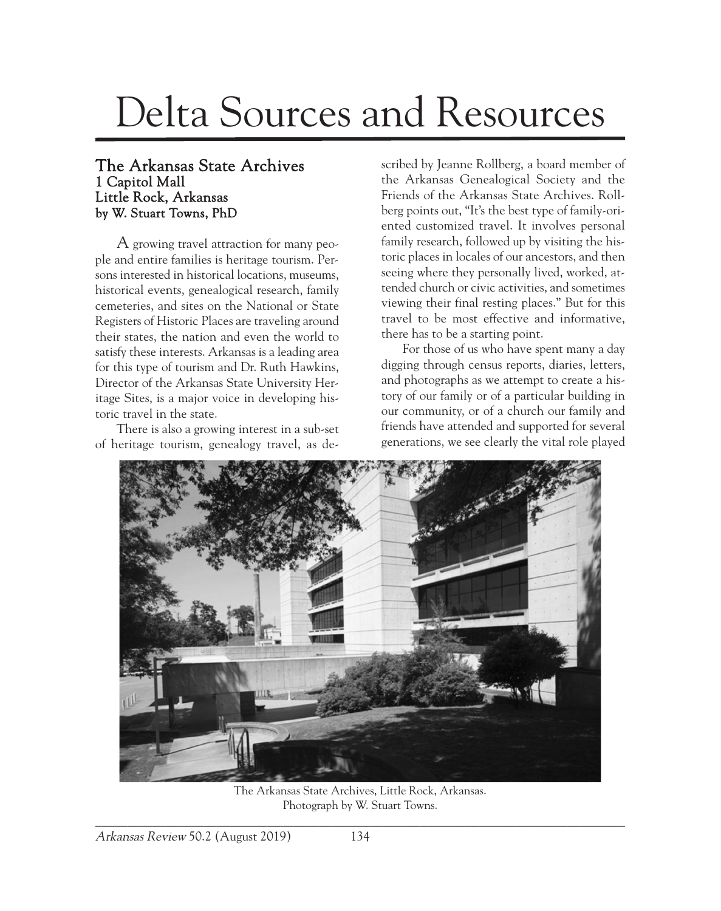# Delta Sources and Resources

## The Arkansas State Archives

**1 Capitol Mall**
**Little Rock, Arkansas**
**by W. Stuart Towns, PhD**

A growing travel attraction for many people and entire families is heritage tourism. Persons interested in historical locations, museums, historical events, genealogical research, family cemeteries, and sites on the National or State Registers of Historic Places are traveling around their states, the nation and even the world to satisfy these interests. Arkansas is a leading area for this type of tourism and Dr. Ruth Hawkins, Director of the Arkansas State University Heritage Sites, is a major voice in developing historic travel in the state.

There is also a growing interest in a sub-set of heritage tourism, genealogy travel, as described by Jeanne Rollberg, a board member of the Arkansas Genealogical Society and the Friends of the Arkansas State Archives. Rollberg points out, "It's the best type of family-oriented customized travel. It involves personal family research, followed up by visiting the historic places in locales of our ancestors, and then seeing where they personally lived, worked, attended church or civic activities, and sometimes viewing their final resting places." But for this travel to be most effective and informative, there has to be a starting point.

For those of us who have spent many a day digging through census reports, diaries, letters, and photographs as we attempt to create a history of our family or of a particular building in our community, or of a church our family and friends have attended and supported for several generations, we see clearly the vital role played

The Arkansas State Archives, Little Rock, Arkansas.
Photograph by W. Stuart Towns.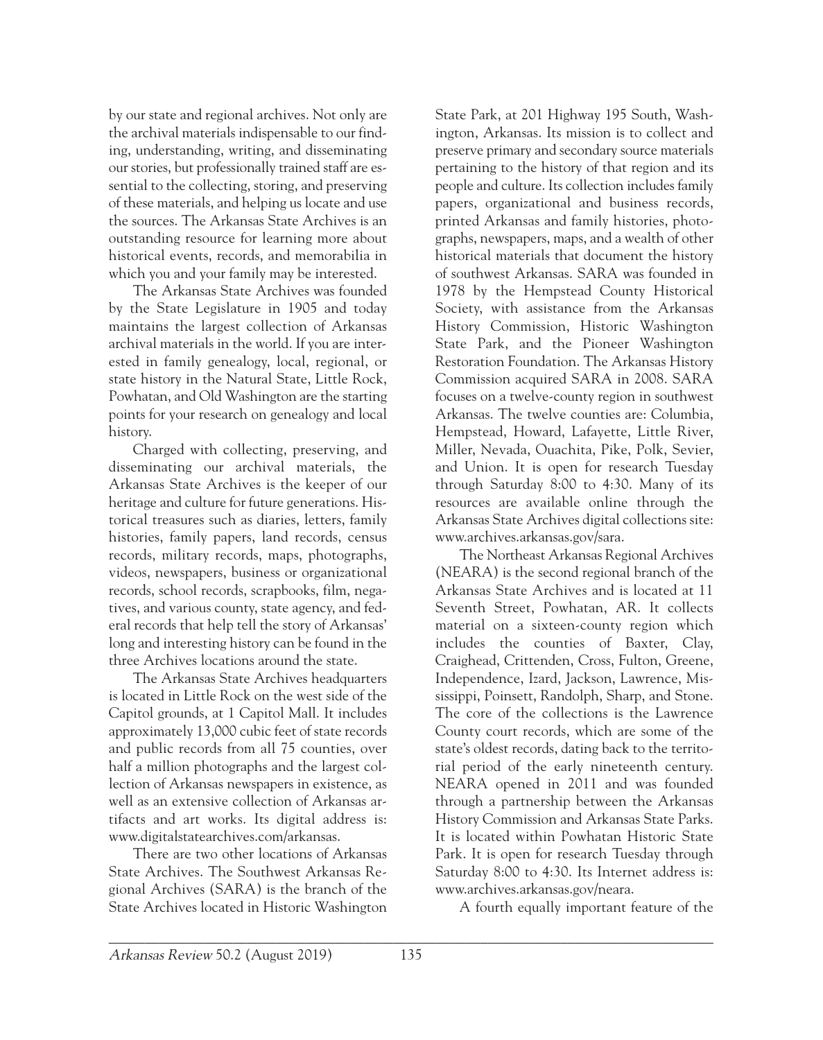by our state and regional archives. Not only are the archival materials indispensable to our finding, understanding, writing, and disseminating our stories, but professionally trained staff are essential to the collecting, storing, and preserving of these materials, and helping us locate and use the sources. The Arkansas State Archives is an outstanding resource for learning more about historical events, records, and memorabilia in which you and your family may be interested.

The Arkansas State Archives was founded by the State Legislature in 1905 and today maintains the largest collection of Arkansas archival materials in the world. If you are interested in family genealogy, local, regional, or state history in the Natural State, Little Rock, Powhatan, and Old Washington are the starting points for your research on genealogy and local history.

Charged with collecting, preserving, and disseminating our archival materials, the Arkansas State Archives is the keeper of our heritage and culture for future generations. Historical treasures such as diaries, letters, family histories, family papers, land records, census records, military records, maps, photographs, videos, newspapers, business or organizational records, school records, scrapbooks, film, negatives, and various county, state agency, and federal records that help tell the story of Arkansas' long and interesting history can be found in the three Archives locations around the state.

The Arkansas State Archives headquarters is located in Little Rock on the west side of the Capitol grounds, at 1 Capitol Mall. It includes approximately 13,000 cubic feet of state records and public records from all 75 counties, over half a million photographs and the largest collection of Arkansas newspapers in existence, as well as an extensive collection of Arkansas artifacts and art works. Its digital address is: www.digitalstatearchives.com/arkansas.

There are two other locations of Arkansas State Archives. The Southwest Arkansas Regional Archives (SARA) is the branch of the State Archives located in Historic Washington State Park, at 201 Highway 195 South, Washington, Arkansas. Its mission is to collect and preserve primary and secondary source materials pertaining to the history of that region and its people and culture. Its collection includes family papers, organizational and business records, printed Arkansas and family histories, photographs, newspapers, maps, and a wealth of other historical materials that document the history of southwest Arkansas. SARA was founded in 1978 by the Hempstead County Historical Society, with assistance from the Arkansas History Commission, Historic Washington State Park, and the Pioneer Washington Restoration Foundation. The Arkansas History Commission acquired SARA in 2008. SARA focuses on a twelve-county region in southwest Arkansas. The twelve counties are: Columbia, Hempstead, Howard, Lafayette, Little River, Miller, Nevada, Ouachita, Pike, Polk, Sevier, and Union. It is open for research Tuesday through Saturday 8:00 to 4:30. Many of its resources are available online through the Arkansas State Archives digital collections site: www.archives.arkansas.gov/sara.

The Northeast Arkansas Regional Archives (NEARA) is the second regional branch of the Arkansas State Archives and is located at 11 Seventh Street, Powhatan, AR. It collects material on a sixteen-county region which includes the counties of Baxter, Clay, Craighead, Crittenden, Cross, Fulton, Greene, Independence, Izard, Jackson, Lawrence, Mississippi, Poinsett, Randolph, Sharp, and Stone. The core of the collections is the Lawrence County court records, which are some of the state's oldest records, dating back to the territorial period of the early nineteenth century. NEARA opened in 2011 and was founded through a partnership between the Arkansas History Commission and Arkansas State Parks. It is located within Powhatan Historic State Park. It is open for research Tuesday through Saturday 8:00 to 4:30. Its Internet address is: www.archives.arkansas.gov/neara.

A fourth equally important feature of the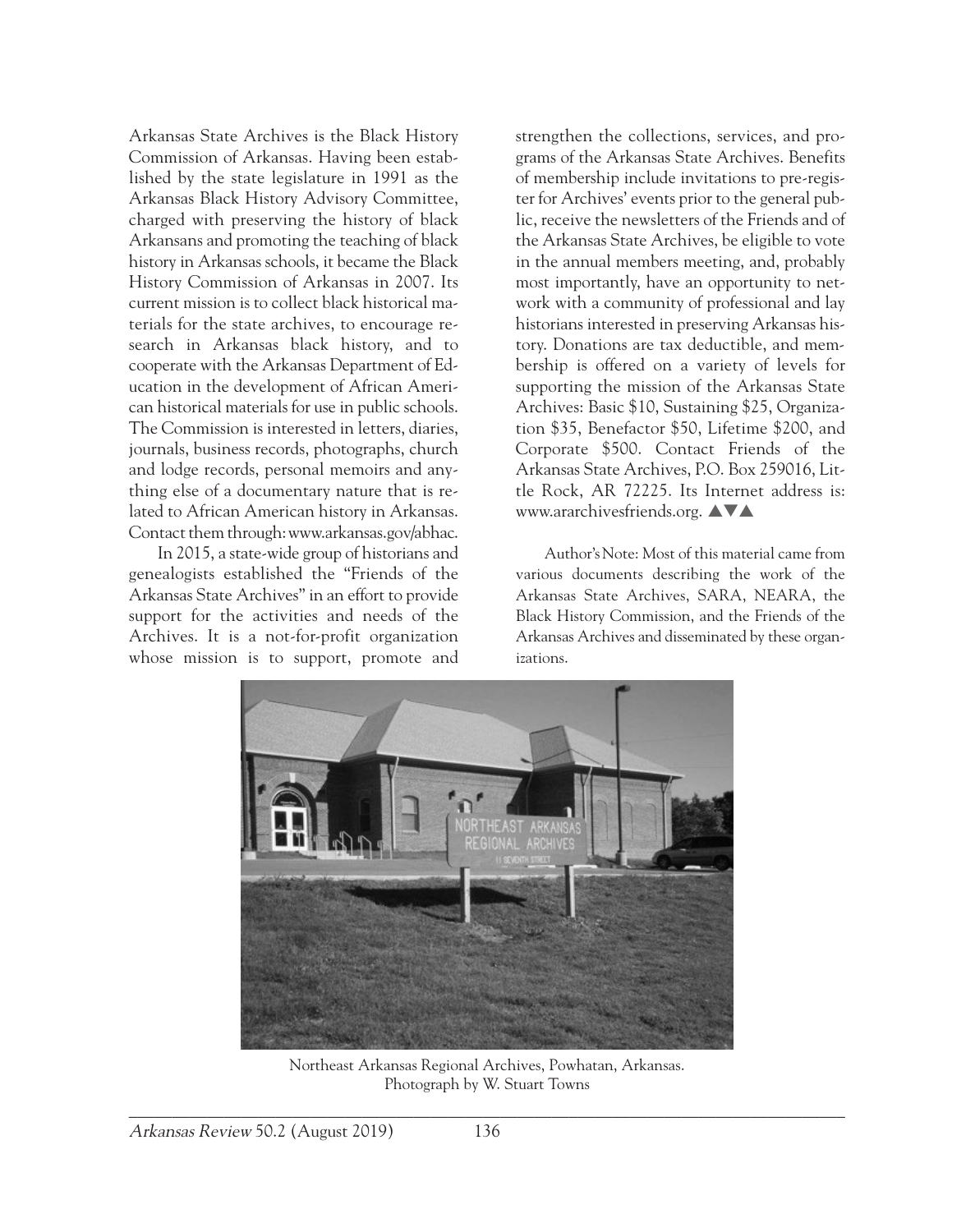Arkansas State Archives is the Black History Commission of Arkansas. Having been established by the state legislature in 1991 as the Arkansas Black History Advisory Committee, charged with preserving the history of black Arkansans and promoting the teaching of black history in Arkansas schools, it became the Black History Commission of Arkansas in 2007. Its current mission is to collect black historical materials for the state archives, to encourage research in Arkansas black history, and to cooperate with the Arkansas Department of Education in the development of African American historical materials for use in public schools. The Commission is interested in letters, diaries, journals, business records, photographs, church and lodge records, personal memoirs and anything else of a documentary nature that is related to African American history in Arkansas. Contact them through: www.arkansas.gov/abhac.

In 2015, a state-wide group of historians and genealogists established the "Friends of the Arkansas State Archives" in an effort to provide support for the activities and needs of the Archives. It is a not-for-profit organization whose mission is to support, promote and strengthen the collections, services, and programs of the Arkansas State Archives. Benefits of membership include invitations to pre-register for Archives' events prior to the general public, receive the newsletters of the Friends and of the Arkansas State Archives, be eligible to vote in the annual members meeting, and, probably most importantly, have an opportunity to network with a community of professional and lay historians interested in preserving Arkansas history. Donations are tax deductible, and membership is offered on a variety of levels for supporting the mission of the Arkansas State Archives: Basic $10, Sustaining $25, Organization $35, Benefactor $50, Lifetime $200, and Corporate $500. Contact Friends of the Arkansas State Archives, P.O. Box 259016, Little Rock, AR 72225. Its Internet address is: www.ararchivesfriends.org. ▲▼▲

Author's Note: Most of this material came from various documents describing the work of the Arkansas State Archives, SARA, NEARA, the Black History Commission, and the Friends of the Arkansas Archives and disseminated by these organizations.

Northeast Arkansas Regional Archives, Powhatan, Arkansas.
Photograph by W. Stuart Towns